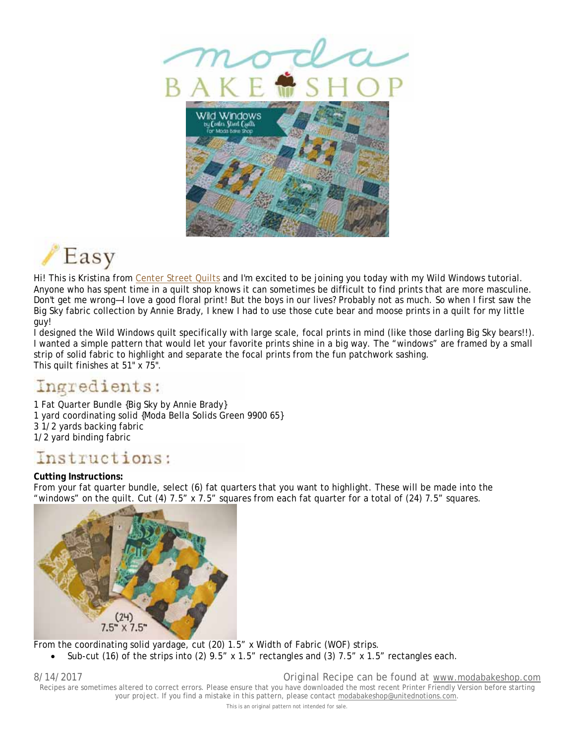# Easy

Hi! This is Kristina from Center Street Quilts and I'm excited to be joining you today with my Wild Windows tutorial. Anyone who has spent time in a quilt shop knows it can sometimes be difficult to find prints that are more masculine. Don't get me wrong—I love a good floral print! But the boys in our lives? Probably not as much. So when I first saw the Big Sky fabric collection by Annie Brady, I knew I had to use those cute bear and moose prints in a quilt for my little guy!

I designed the Wild Windows quilt specifically with large scale, focal prints in mind (like those darling Big Sky bears!!). I wanted a simple pattern that would let your favorite prints shine in a big way. The "windows" are framed by a small strip of solid fabric to highlight and separate the focal prints from the fun patchwork sashing.

This quilt finishes at 51" x 75".

## Ingredients:

1 Fat Quarter Bundle {Big Sky by Annie Brady}
1 yard coordinating solid {Moda Bella Solids Green 9900 65}
3 1/2 yards backing fabric
1/2 yard binding fabric

## Instructions:

**Cutting Instructions:**

From your fat quarter bundle, select (6) fat quarters that you want to highlight. These will be made into the "windows" on the quilt. Cut (4) 7.5" x 7.5" squares from each fat quarter for a total of (24) 7.5" squares.

From the coordinating solid yardage, cut (20) 1.5" x Width of Fabric (WOF) strips.

- Sub-cut (16) of the strips into (2) 9.5" x 1.5" rectangles and (3) 7.5" x 1.5" rectangles each.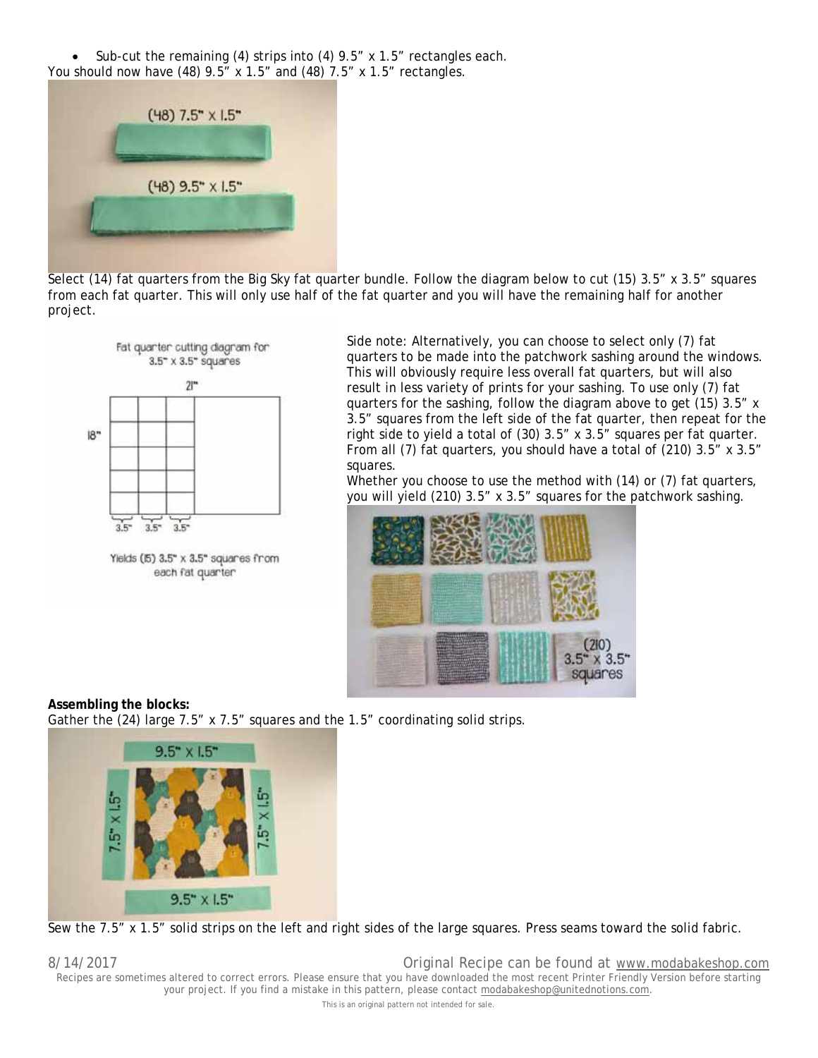- Sub-cut the remaining (4) strips into (4) 9.5" x 1.5" rectangles each.

You should now have (48) 9.5" x 1.5" and (48) 7.5" x 1.5" rectangles.

Select (14) fat quarters from the Big Sky fat quarter bundle. Follow the diagram below to cut (15) 3.5" x 3.5" squares from each fat quarter. This will only use half of the fat quarter and you will have the remaining half for another project.

Side note: Alternatively, you can choose to select only (7) fat quarters to be made into the patchwork sashing around the windows. This will obviously require less overall fat quarters, but will also result in less variety of prints for your sashing. To use only (7) fat quarters for the sashing, follow the diagram above to get (15) 3.5" x 3.5" squares from the left side of the fat quarter, then repeat for the right side to yield a total of (30) 3.5" x 3.5" squares per fat quarter. From all (7) fat quarters, you should have a total of (210) 3.5" x 3.5" squares.

Whether you choose to use the method with (14) or (7) fat quarters, you will yield (210) 3.5" x 3.5" squares for the patchwork sashing.

**Assembling the blocks:**

Gather the (24) large 7.5" x 7.5" squares and the 1.5" coordinating solid strips.

Sew the 7.5" x 1.5" solid strips on the left and right sides of the large squares. Press seams toward the solid fabric.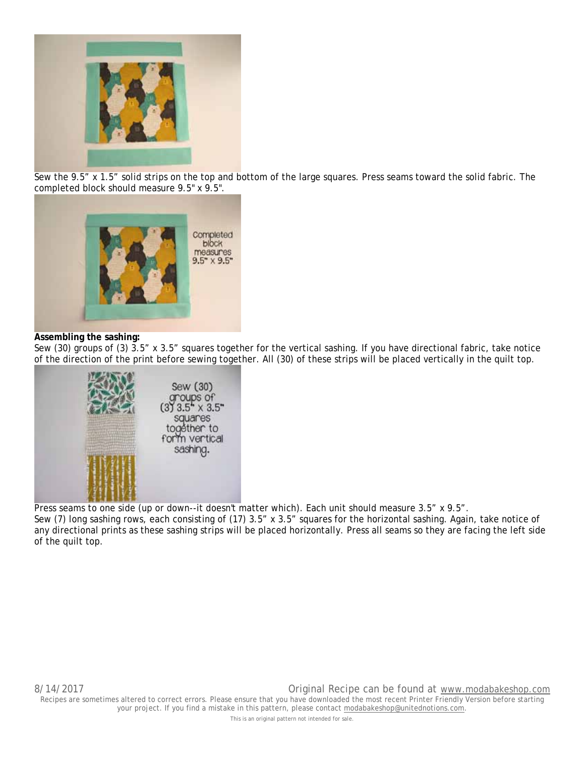Sew the 9.5” x 1.5” solid strips on the top and bottom of the large squares. Press seams toward the solid fabric. The completed block should measure 9.5" x 9.5".

**Assembling the sashing:**
Sew (30) groups of (3) 3.5” x 3.5” squares together for the vertical sashing. If you have directional fabric, take notice of the direction of the print before sewing together. All (30) of these strips will be placed vertically in the quilt top.

Press seams to one side (up or down--it doesn't matter which). Each unit should measure 3.5” x 9.5”.
Sew (7) long sashing rows, each consisting of (17) 3.5” x 3.5” squares for the horizontal sashing. Again, take notice of any directional prints as these sashing strips will be placed horizontally. Press all seams so they are facing the left side of the quilt top.

8/14/2017 Original Recipe can be found at www.modabakeshop.com
Recipes are sometimes altered to correct errors. Please ensure that you have downloaded the most recent Printer Friendly Version before starting your project. If you find a mistake in this pattern, please contact modabakeshop@unitednotions.com.
This is an original pattern not intended for sale.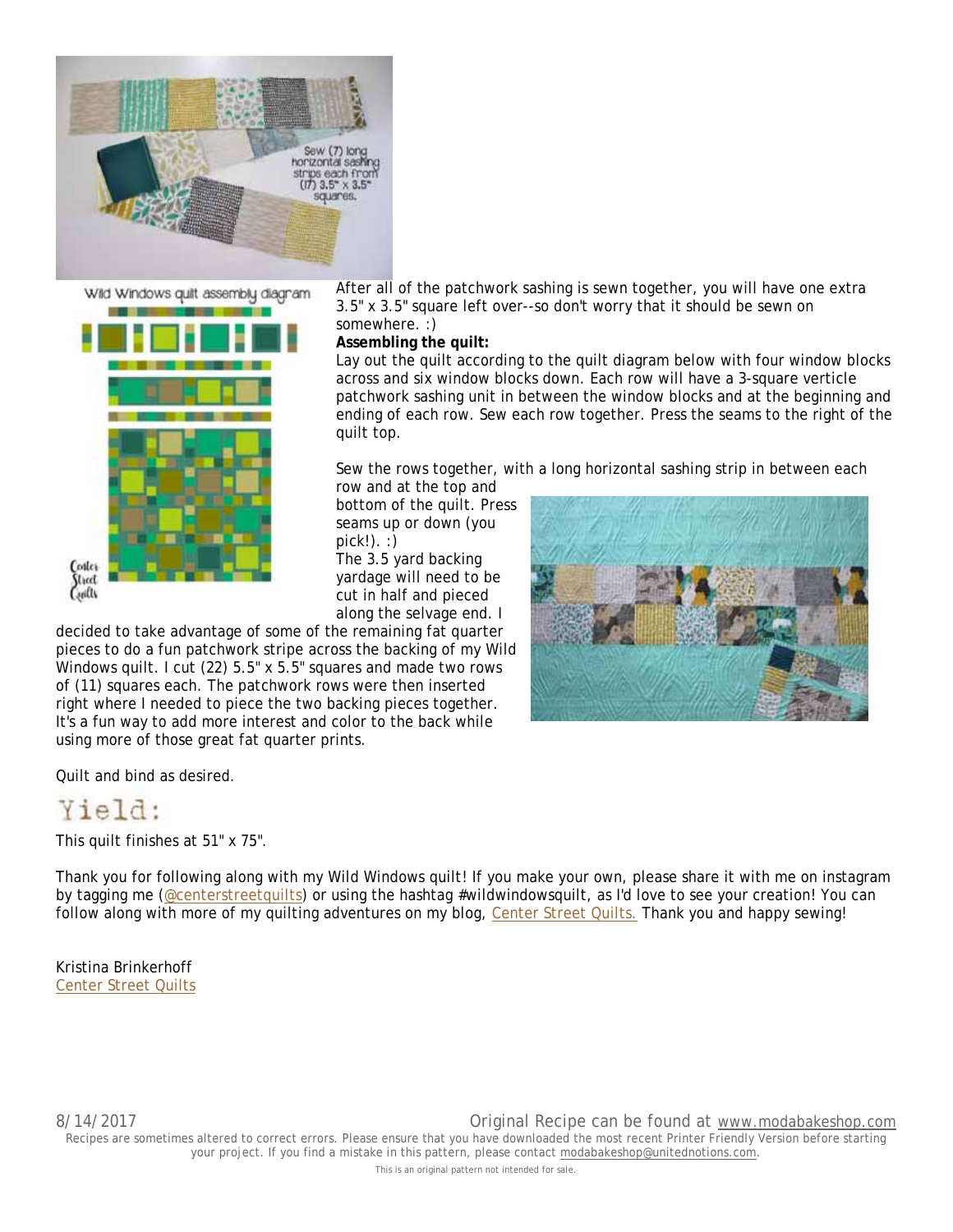After all of the patchwork sashing is sewn together, you will have one extra 3.5" x 3.5" square left over--so don't worry that it should be sewn on somewhere. :)

**Assembling the quilt:**

Lay out the quilt according to the quilt diagram below with four window blocks across and six window blocks down. Each row will have a 3-square verticle patchwork sashing unit in between the window blocks and at the beginning and ending of each row. Sew each row together. Press the seams to the right of the quilt top.

Sew the rows together, with a long horizontal sashing strip in between each row and at the top and bottom of the quilt. Press seams up or down (you pick!). :)

The 3.5 yard backing yardage will need to be cut in half and pieced along the selvage end. I decided to take advantage of some of the remaining fat quarter pieces to do a fun patchwork stripe across the backing of my Wild Windows quilt. I cut (22) 5.5" x 5.5" squares and made two rows of (11) squares each. The patchwork rows were then inserted right where I needed to piece the two backing pieces together. It's a fun way to add more interest and color to the back while using more of those great fat quarter prints.

Quilt and bind as desired.

## Yield:

This quilt finishes at 51" x 75".

Thank you for following along with my Wild Windows quilt! If you make your own, please share it with me on instagram by tagging me (@centerstreetquilts) or using the hashtag #wildwindowsquilt, as I'd love to see your creation! You can follow along with more of my quilting adventures on my blog, Center Street Quilts. Thank you and happy sewing!

Kristina Brinkerhoff
Center Street Quilts

8/14/2017 Original Recipe can be found at www.modabakeshop.com

Recipes are sometimes altered to correct errors. Please ensure that you have downloaded the most recent Printer Friendly Version before starting your project. If you find a mistake in this pattern, please contact modabakeshop@unitednotions.com.

This is an original pattern not intended for sale.